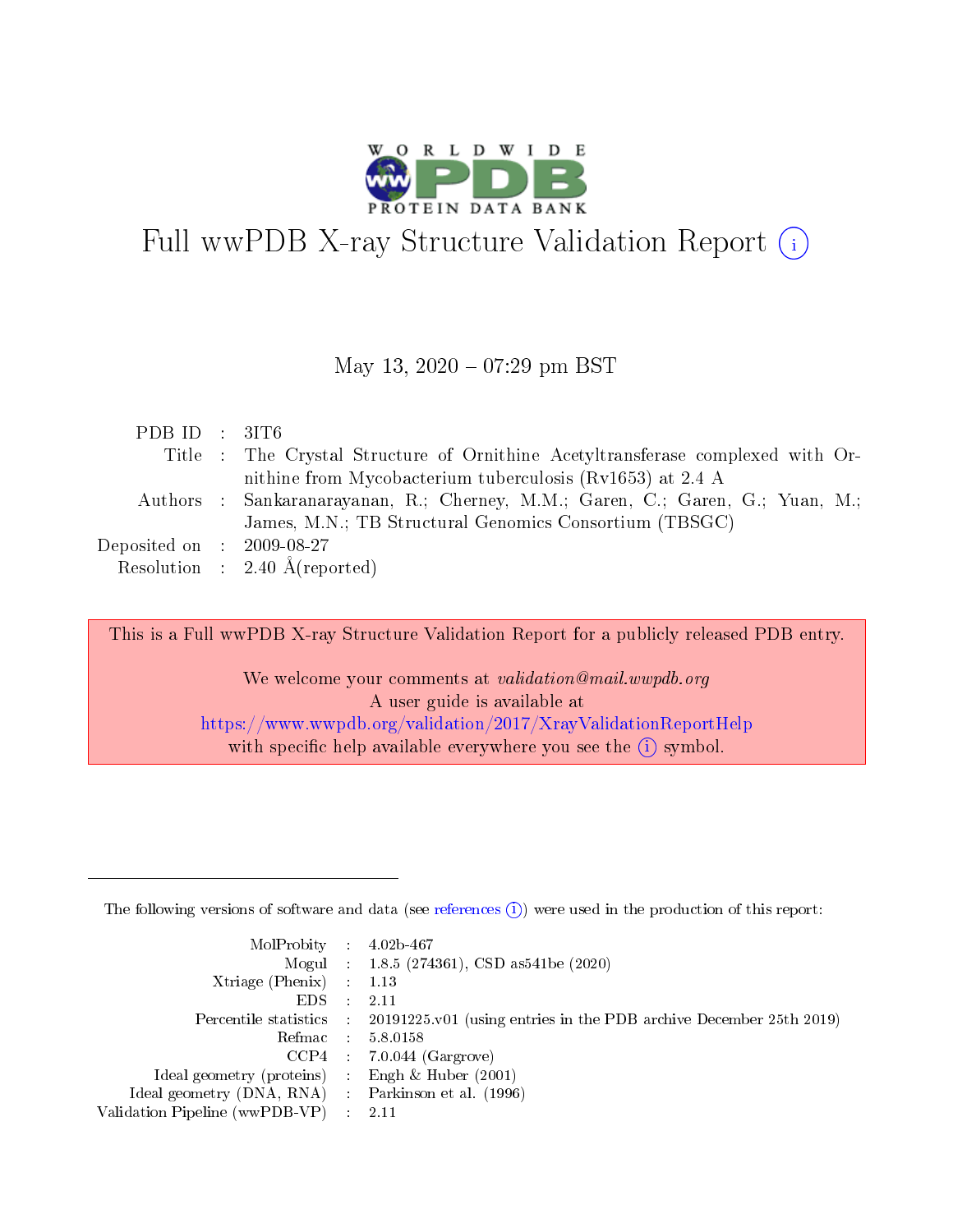# Full wwPDB X-ray Structure Validation Report (i)

May 13, 2020 – 07:29 pm BST

| | | |
|---|---|---|
| PDB ID | : | 3IT6 |
| Title | : | The Crystal Structure of Ornithine Acetyltransferase complexed with Ornithine from Mycobacterium tuberculosis (Rv1653) at 2.4 A |
| Authors | : | Sankaranarayanan, R.; Cherney, M.M.; Garen, C.; Garen, G.; Yuan, M.; James, M.N.; TB Structural Genomics Consortium (TBSGC) |
| Deposited on | : | 2009-08-27 |
| Resolution | : | 2.40 Å(reported) |

This is a Full wwPDB X-ray Structure Validation Report for a publicly released PDB entry.

We welcome your comments at *validation@mail.wwpdb.org*
A user guide is available at
https://www.wwpdb.org/validation/2017/XrayValidationReportHelp
with specific help available everywhere you see the (i) symbol.

---

The following versions of software and data (see references (i)) were used in the production of this report:

| | | |
|---|---|---|
| MolProbity | : | 4.02b-467 |
| Mogul | : | 1.8.5 (274361), CSD as541be (2020) |
| Xtriage (Phenix) | : | 1.13 |
| EDS | : | 2.11 |
| Percentile statistics | : | 20191225.v01 (using entries in the PDB archive December 25th 2019) |
| Refmac | : | 5.8.0158 |
| CCP4 | : | 7.0.044 (Gargrove) |
| Ideal geometry (proteins) | : | Engh & Huber (2001) |
| Ideal geometry (DNA, RNA) | : | Parkinson et al. (1996) |
| Validation Pipeline (wwPDB-VP) | : | 2.11 |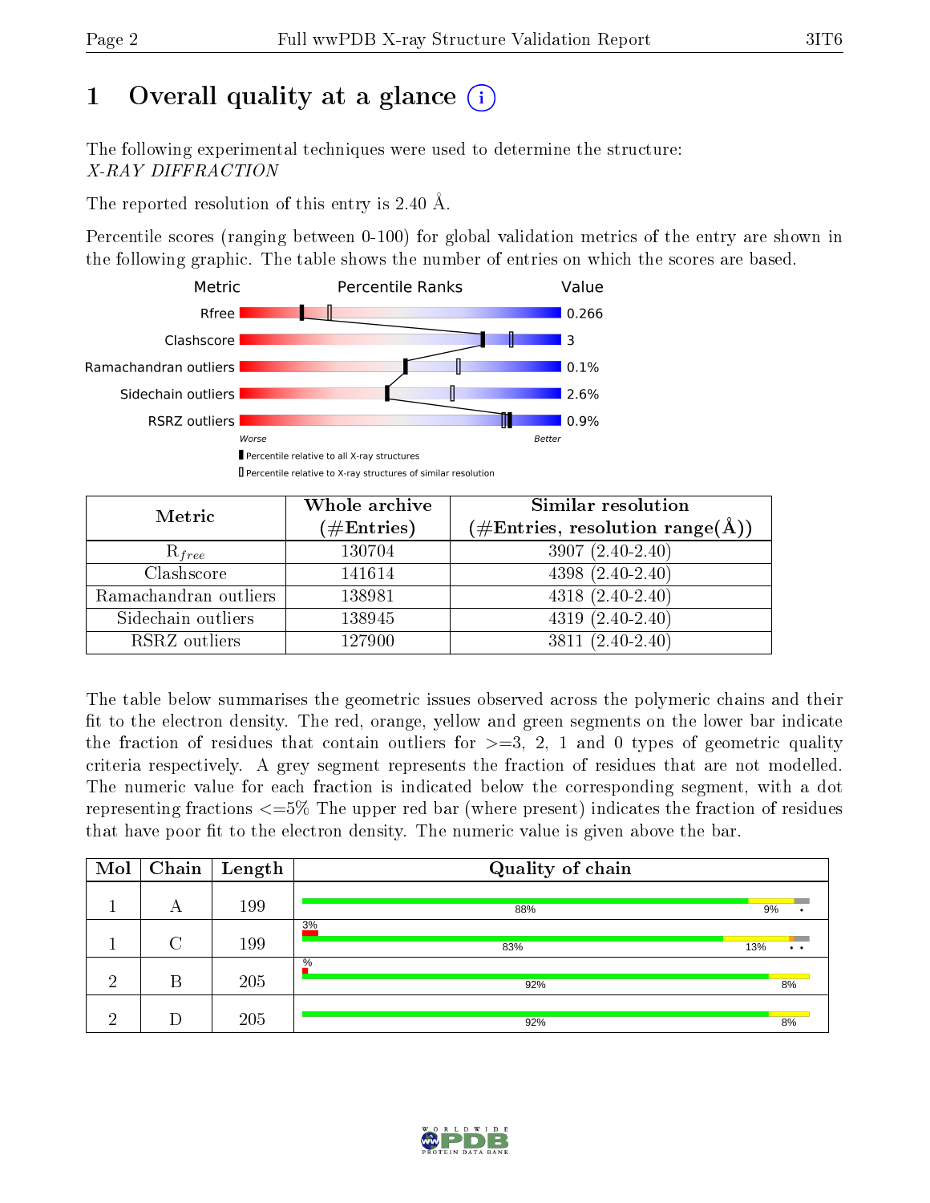# 1 Overall quality at a glance (i)

The following experimental techniques were used to determine the structure:
*X-RAY DIFFRACTION*

The reported resolution of this entry is 2.40 Å.

Percentile scores (ranging between 0-100) for global validation metrics of the entry are shown in the following graphic. The table shows the number of entries on which the scores are based.

| Metric | Value |
|---|---|
| Rfree | 0.266 |
| Clashscore | 3 |
| Ramachandran outliers | 0.1% |
| Sidechain outliers | 2.6% |
| RSRZ outliers | 0.9% |

Worse — Better

▮ Percentile relative to all X-ray structures
▯ Percentile relative to X-ray structures of similar resolution

| Metric | Whole archive (#Entries) | Similar resolution (#Entries, resolution range(Å)) |
|---|---|---|
| $R_{free}$ | 130704 | 3907 (2.40-2.40) |
| Clashscore | 141614 | 4398 (2.40-2.40) |
| Ramachandran outliers | 138981 | 4318 (2.40-2.40) |
| Sidechain outliers | 138945 | 4319 (2.40-2.40) |
| RSRZ outliers | 127900 | 3811 (2.40-2.40) |

The table below summarises the geometric issues observed across the polymeric chains and their fit to the electron density. The red, orange, yellow and green segments on the lower bar indicate the fraction of residues that contain outliers for >=3, 2, 1 and 0 types of geometric quality criteria respectively. A grey segment represents the fraction of residues that are not modelled. The numeric value for each fraction is indicated below the corresponding segment, with a dot representing fractions <=5% The upper red bar (where present) indicates the fraction of residues that have poor fit to the electron density. The numeric value is given above the bar.

| Mol | Chain | Length | Quality of chain |
|---|---|---|---|
| 1 | A | 199 | 88% · 9% · • |
| 1 | C | 199 | 3% (poor fit); 83% · 13% · • • |
| 2 | B | 205 | % (poor fit); 92% · 8% |
| 2 | D | 205 | 92% · 8% |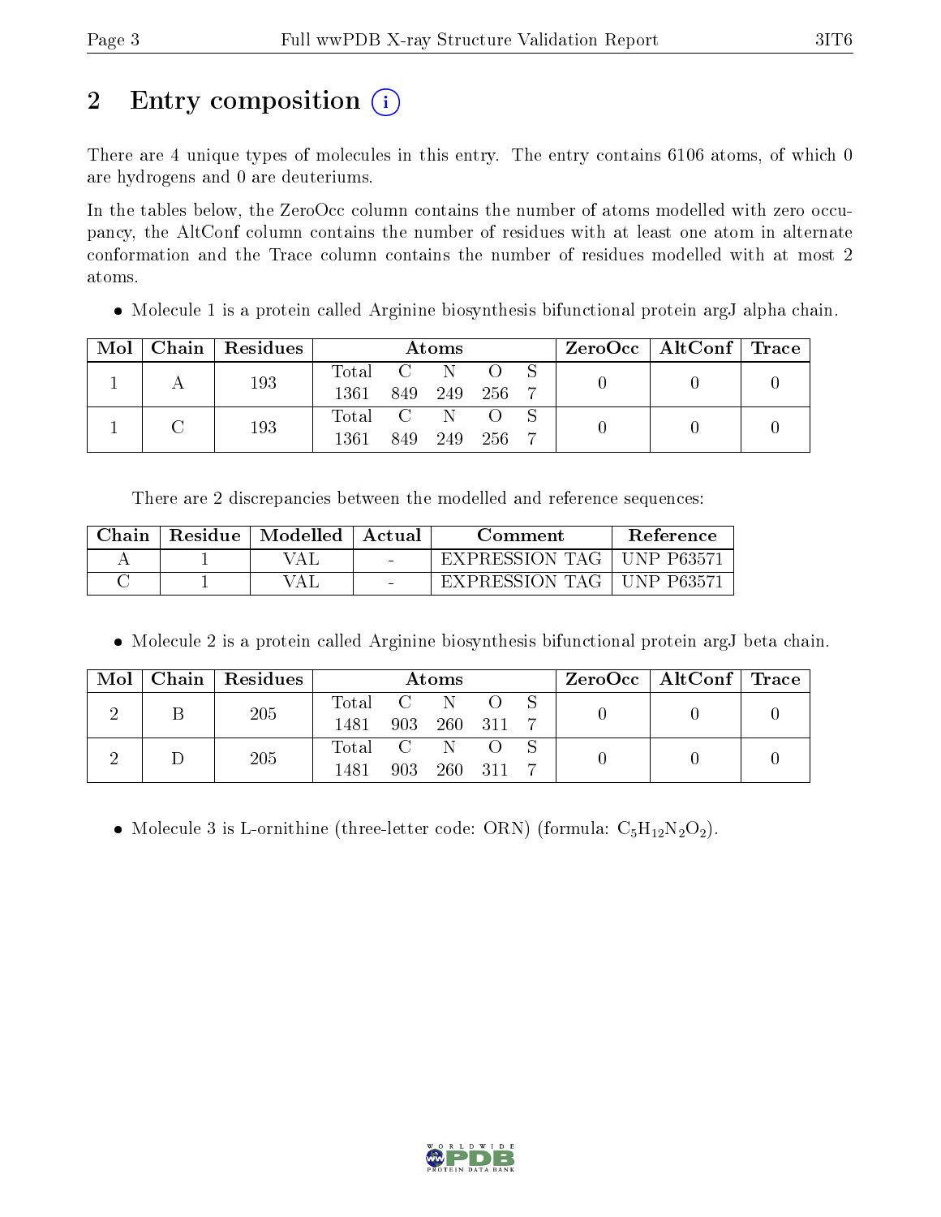# 2 Entry composition

There are 4 unique types of molecules in this entry. The entry contains 6106 atoms, of which 0 are hydrogens and 0 are deuteriums.

In the tables below, the ZeroOcc column contains the number of atoms modelled with zero occupancy, the AltConf column contains the number of residues with at least one atom in alternate conformation and the Trace column contains the number of residues modelled with at most 2 atoms.

- Molecule 1 is a protein called Arginine biosynthesis bifunctional protein argJ alpha chain.

| Mol | Chain | Residues | Atoms | | | | | ZeroOcc | AltConf | Trace |
|---|---|---|---|---|---|---|---|---|---|---|
| 1 | A | 193 | Total<br>1361 | C<br>849 | N<br>249 | O<br>256 | S<br>7 | 0 | 0 | 0 |
| 1 | C | 193 | Total<br>1361 | C<br>849 | N<br>249 | O<br>256 | S<br>7 | 0 | 0 | 0 |

There are 2 discrepancies between the modelled and reference sequences:

| Chain | Residue | Modelled | Actual | Comment | Reference |
|---|---|---|---|---|---|
| A | 1 | VAL | - | EXPRESSION TAG | UNP P63571 |
| C | 1 | VAL | - | EXPRESSION TAG | UNP P63571 |

- Molecule 2 is a protein called Arginine biosynthesis bifunctional protein argJ beta chain.

| Mol | Chain | Residues | Atoms | | | | | ZeroOcc | AltConf | Trace |
|---|---|---|---|---|---|---|---|---|---|---|
| 2 | B | 205 | Total<br>1481 | C<br>903 | N<br>260 | O<br>311 | S<br>7 | 0 | 0 | 0 |
| 2 | D | 205 | Total<br>1481 | C<br>903 | N<br>260 | O<br>311 | S<br>7 | 0 | 0 | 0 |

- Molecule 3 is L-ornithine (three-letter code: ORN) (formula: $C_5H_{12}N_2O_2$).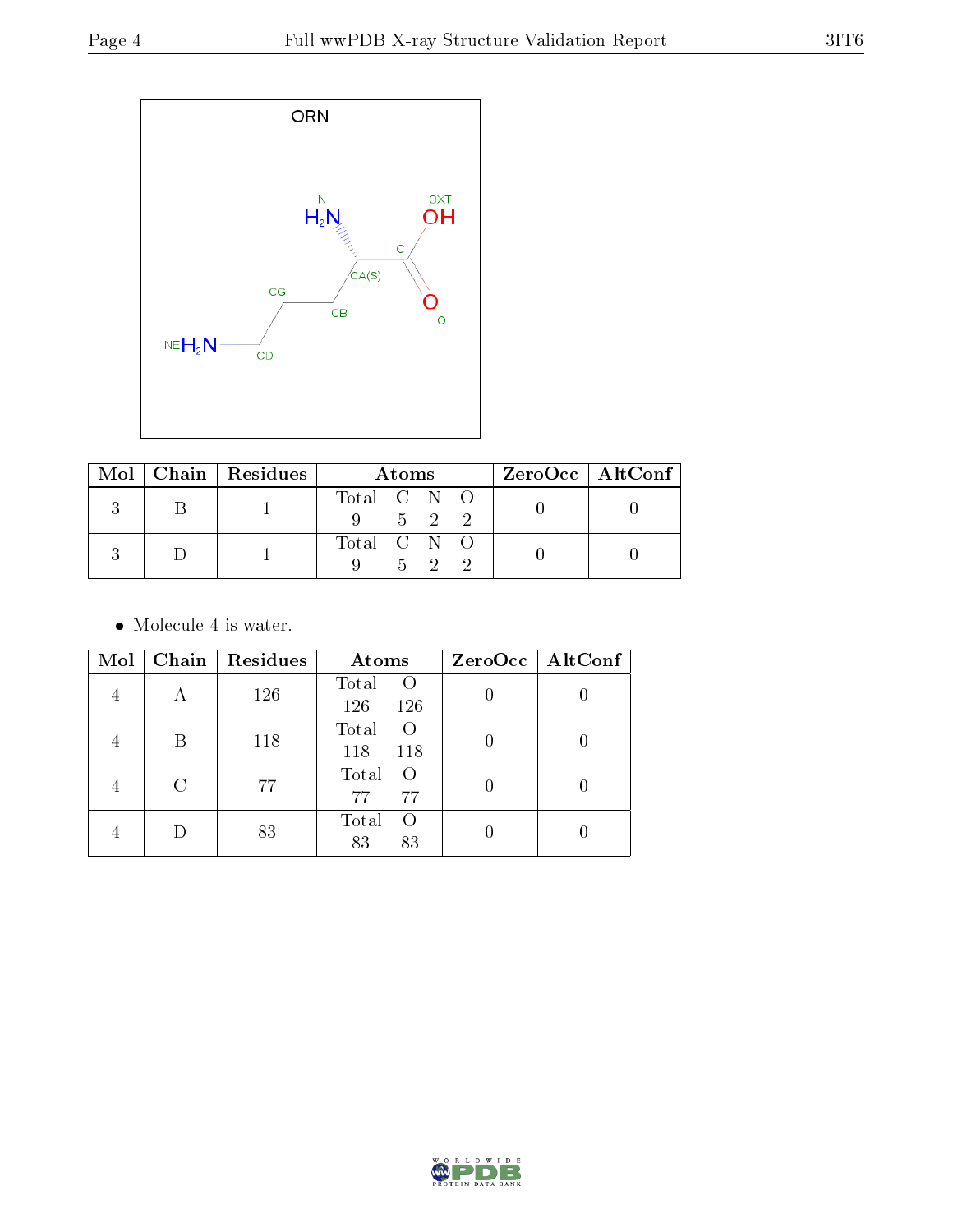ORN

| Mol | Chain | Residues | Atoms | | | | ZeroOcc | AltConf |
|---|---|---|---|---|---|---|---|---|
| | | | Total | C | N | O | | |
| 3 | B | 1 | 9 | 5 | 2 | 2 | 0 | 0 |
| 3 | D | 1 | 9 | 5 | 2 | 2 | 0 | 0 |

- Molecule 4 is water.

| Mol | Chain | Residues | Atoms | | ZeroOcc | AltConf |
|---|---|---|---|---|---|---|
| | | | Total | O | | |
| 4 | A | 126 | 126 | 126 | 0 | 0 |
| 4 | B | 118 | 118 | 118 | 0 | 0 |
| 4 | C | 77 | 77 | 77 | 0 | 0 |
| 4 | D | 83 | 83 | 83 | 0 | 0 |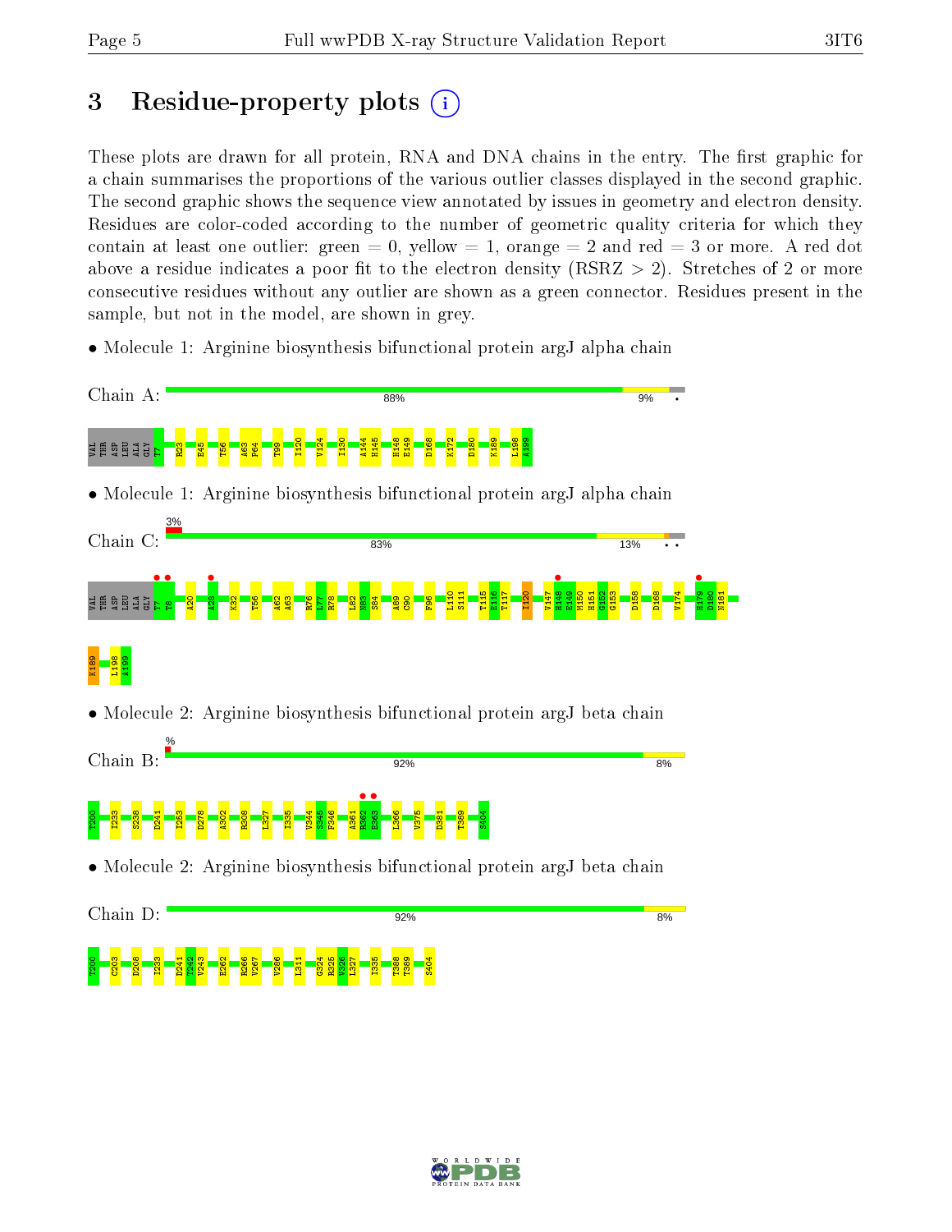# 3 Residue-property plots

These plots are drawn for all protein, RNA and DNA chains in the entry. The first graphic for a chain summarises the proportions of the various outlier classes displayed in the second graphic. The second graphic shows the sequence view annotated by issues in geometry and electron density. Residues are color-coded according to the number of geometric quality criteria for which they contain at least one outlier: green = 0, yellow = 1, orange = 2 and red = 3 or more. A red dot above a residue indicates a poor fit to the electron density (RSRZ > 2). Stretches of 2 or more consecutive residues without any outlier are shown as a green connector. Residues present in the sample, but not in the model, are shown in grey.

- Molecule 1: Arginine biosynthesis bifunctional protein argJ alpha chain

Chain A: 88% 9% •

VAL THR ASP LEU ALA GLY T7 R23 E45 T56 A63 P64 T99 I120 V124 I130 A144 H145 H148 E149 D168 K172 D180 K189 L198 A199

- Molecule 1: Arginine biosynthesis bifunctional protein argJ alpha chain

Chain C: 3% 83% 13% • •

VAL THR ASP LEU ALA GLY T7 T8 A20 A28 K32 T56 A62 A63 R76 I77 R78 L82 N83 S84 A89 C90 F96 L110 S111 T115 E116 T117 I120 V147 H148 E149 M150 H151 G152 G153 D158 D168 V174 H179 D180 N181 K189 L198 A199

- Molecule 2: Arginine biosynthesis bifunctional protein argJ beta chain

Chain B: % 92% 8%

T200 I233 S238 D241 I253 D278 A302 R308 L327 I335 V344 S345 F346 A361 R362 E363 L366 V375 D381 T389 S404

- Molecule 2: Arginine biosynthesis bifunctional protein argJ beta chain

Chain D: 92% 8%

T200 C203 D208 I233 D241 T242 V243 E262 R266 V267 V286 L311 G324 R325 V326 L327 I335 T388 T389 S404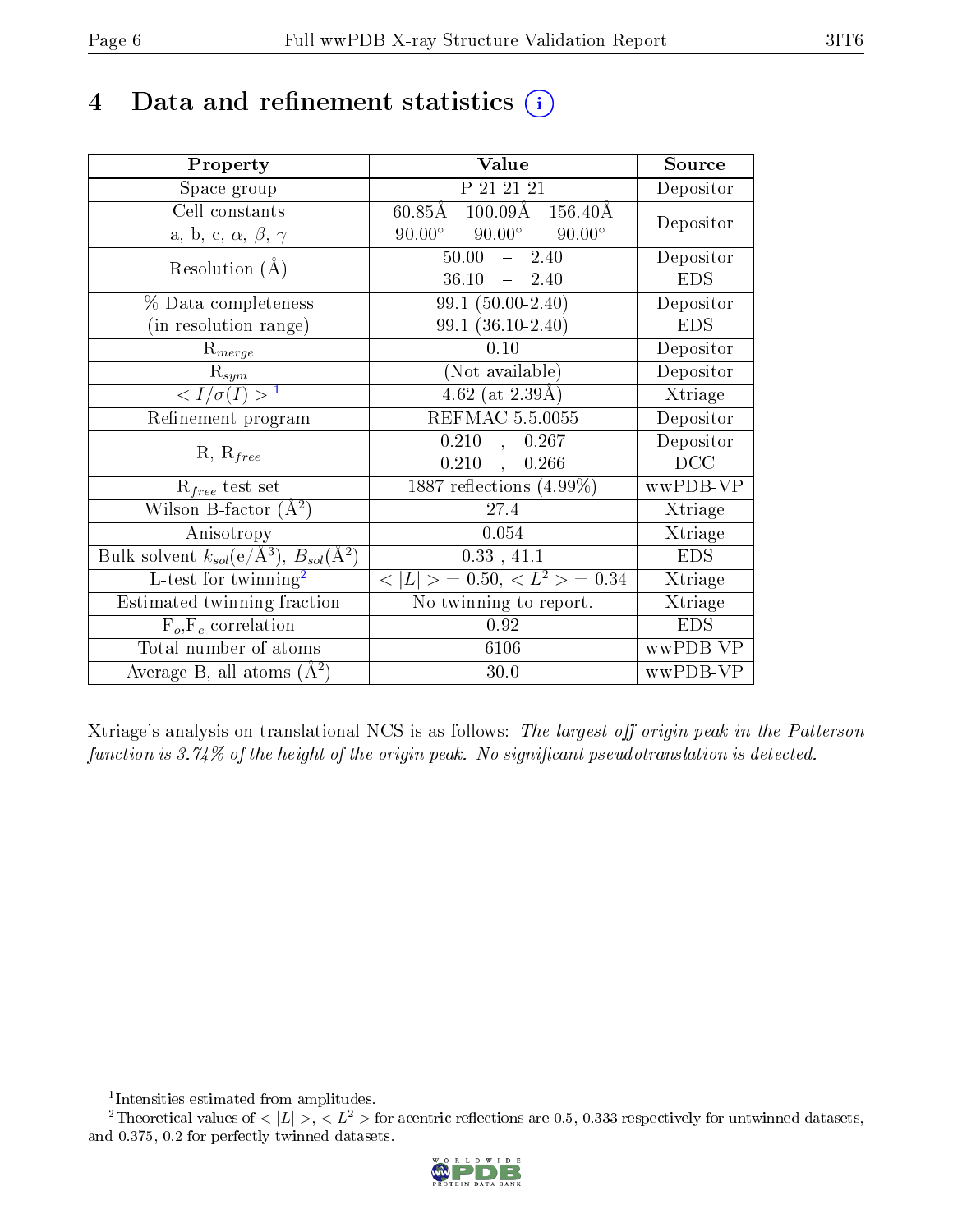# 4 Data and refinement statistics (i)

| Property | Value | Source |
|---|---|---|
| Space group | P 21 21 21 | Depositor |
| Cell constants<br>a, b, c, $\alpha$, $\beta$, $\gamma$ | 60.85Å 100.09Å 156.40Å<br>90.00° 90.00° 90.00° | Depositor |
| Resolution (Å) | 50.00 – 2.40<br>36.10 – 2.40 | Depositor<br>EDS |
| % Data completeness<br>(in resolution range) | 99.1 (50.00-2.40)<br>99.1 (36.10-2.40) | Depositor<br>EDS |
| $R_{merge}$ | 0.10 | Depositor |
| $R_{sym}$ | (Not available) | Depositor |
| $< I/\sigma(I) >$ [1] | 4.62 (at 2.39Å) | Xtriage |
| Refinement program | REFMAC 5.5.0055 | Depositor |
| R, $R_{free}$ | 0.210 , 0.267<br>0.210 , 0.266 | Depositor<br>DCC |
| $R_{free}$ test set | 1887 reflections (4.99%) | wwPDB-VP |
| Wilson B-factor (Å$^2$) | 27.4 | Xtriage |
| Anisotropy | 0.054 | Xtriage |
| Bulk solvent $k_{sol}$(e/Å$^3$), $B_{sol}$(Å$^2$) | 0.33 , 41.1 | EDS |
| L-test for twinning[2] | $< \|L\| >$ = 0.50, $< L^2 >$ = 0.34 | Xtriage |
| Estimated twinning fraction | No twinning to report. | Xtriage |
| $F_o$,$F_c$ correlation | 0.92 | EDS |
| Total number of atoms | 6106 | wwPDB-VP |
| Average B, all atoms (Å$^2$) | 30.0 | wwPDB-VP |

Xtriage's analysis on translational NCS is as follows: *The largest off-origin peak in the Patterson function is 3.74% of the height of the origin peak. No significant pseudotranslation is detected.*

[1] Intensities estimated from amplitudes.

[2] Theoretical values of $< |L| >$, $< L^2 >$ for acentric reflections are 0.5, 0.333 respectively for untwinned datasets, and 0.375, 0.2 for perfectly twinned datasets.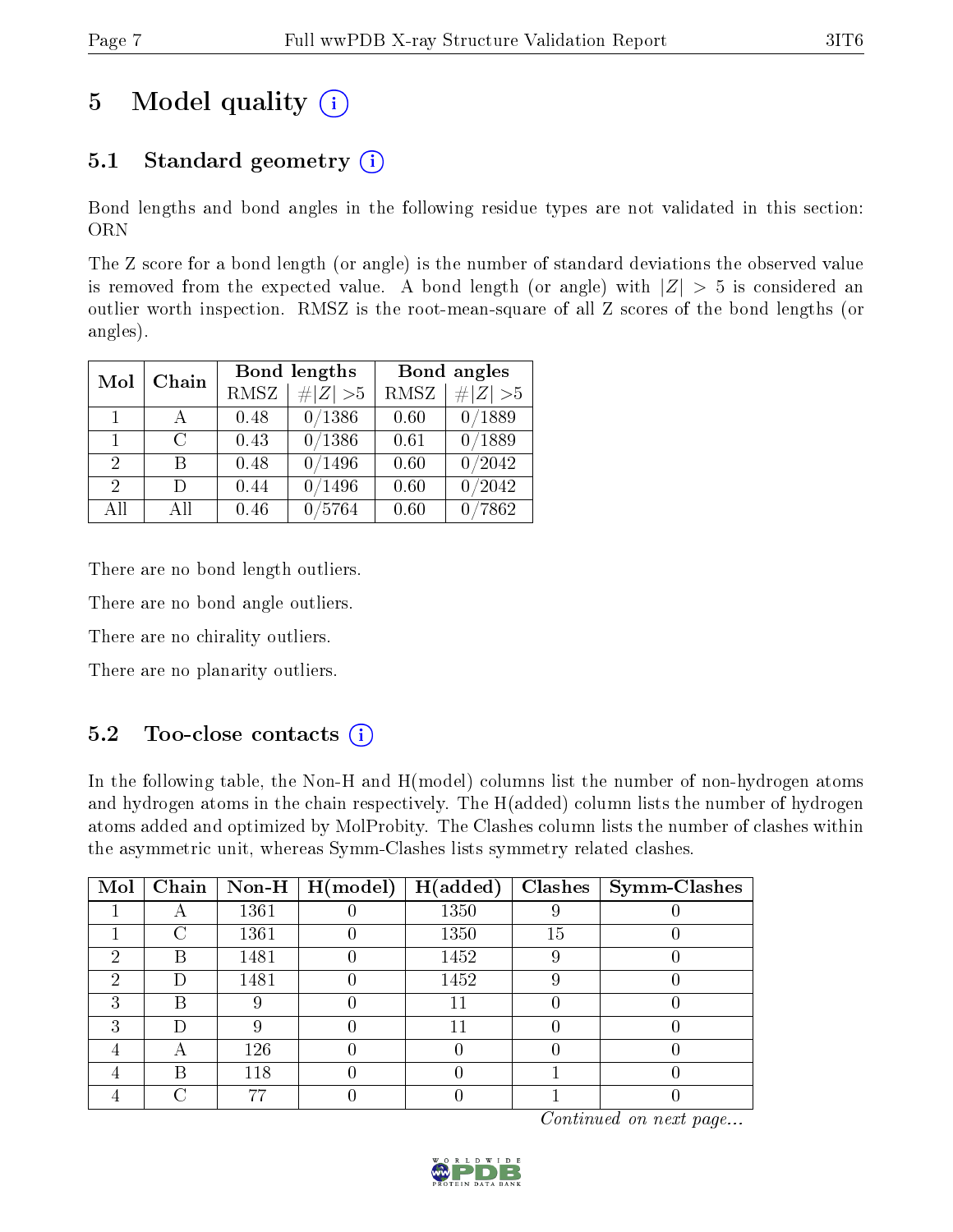# 5 Model quality (i)

## 5.1 Standard geometry (i)

Bond lengths and bond angles in the following residue types are not validated in this section: ORN

The Z score for a bond length (or angle) is the number of standard deviations the observed value is removed from the expected value. A bond length (or angle) with $|Z| > 5$ is considered an outlier worth inspection. RMSZ is the root-mean-square of all Z scores of the bond lengths (or angles).

| Mol | Chain | Bond lengths | | Bond angles | |
|---|---|---|---|---|---|
| | | RMSZ | #$\|Z\|$ >5 | RMSZ | #$\|Z\|$ >5 |
| 1 | A | 0.48 | 0/1386 | 0.60 | 0/1889 |
| 1 | C | 0.43 | 0/1386 | 0.61 | 0/1889 |
| 2 | B | 0.48 | 0/1496 | 0.60 | 0/2042 |
| 2 | D | 0.44 | 0/1496 | 0.60 | 0/2042 |
| All | All | 0.46 | 0/5764 | 0.60 | 0/7862 |

There are no bond length outliers.

There are no bond angle outliers.

There are no chirality outliers.

There are no planarity outliers.

## 5.2 Too-close contacts (i)

In the following table, the Non-H and H(model) columns list the number of non-hydrogen atoms and hydrogen atoms in the chain respectively. The H(added) column lists the number of hydrogen atoms added and optimized by MolProbity. The Clashes column lists the number of clashes within the asymmetric unit, whereas Symm-Clashes lists symmetry related clashes.

| Mol | Chain | Non-H | H(model) | H(added) | Clashes | Symm-Clashes |
|---|---|---|---|---|---|---|
| 1 | A | 1361 | 0 | 1350 | 9 | 0 |
| 1 | C | 1361 | 0 | 1350 | 15 | 0 |
| 2 | B | 1481 | 0 | 1452 | 9 | 0 |
| 2 | D | 1481 | 0 | 1452 | 9 | 0 |
| 3 | B | 9 | 0 | 11 | 0 | 0 |
| 3 | D | 9 | 0 | 11 | 0 | 0 |
| 4 | A | 126 | 0 | 0 | 0 | 0 |
| 4 | B | 118 | 0 | 0 | 1 | 0 |
| 4 | C | 77 | 0 | 0 | 1 | 0 |

*Continued on next page...*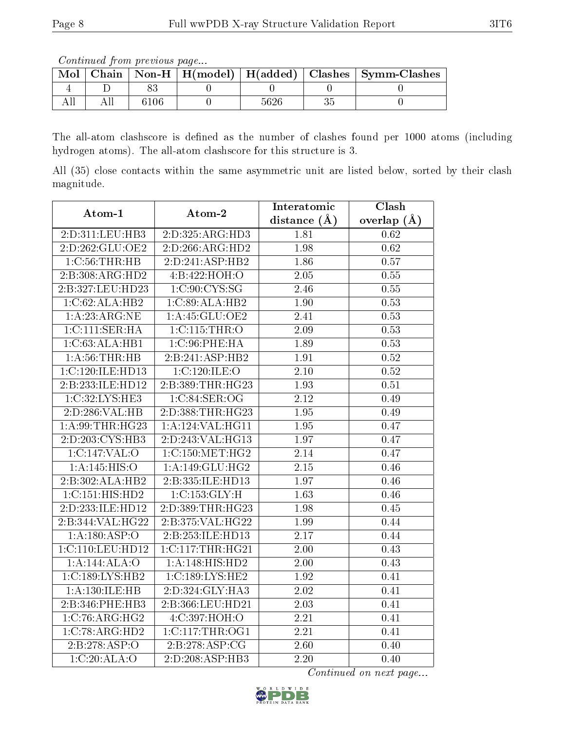*Continued from previous page...*

| Mol | Chain | Non-H | H(model) | H(added) | Clashes | Symm-Clashes |
|---|---|---|---|---|---|---|
| 4 | D | 83 | 0 | 0 | 0 | 0 |
| All | All | 6106 | 0 | 5626 | 35 | 0 |

The all-atom clashscore is defined as the number of clashes found per 1000 atoms (including hydrogen atoms). The all-atom clashscore for this structure is 3.

All (35) close contacts within the same asymmetric unit are listed below, sorted by their clash magnitude.

| Atom-1 | Atom-2 | Interatomic distance (Å) | Clash overlap (Å) |
|---|---|---|---|
| 2:D:311:LEU:HB3 | 2:D:325:ARG:HD3 | 1.81 | 0.62 |
| 2:D:262:GLU:OE2 | 2:D:266:ARG:HD2 | 1.98 | 0.62 |
| 1:C:56:THR:HB | 2:D:241:ASP:HB2 | 1.86 | 0.57 |
| 2:B:308:ARG:HD2 | 4:B:422:HOH:O | 2.05 | 0.55 |
| 2:B:327:LEU:HD23 | 1:C:90:CYS:SG | 2.46 | 0.55 |
| 1:C:62:ALA:HB2 | 1:C:89:ALA:HB2 | 1.90 | 0.53 |
| 1:A:23:ARG:NE | 1:A:45:GLU:OE2 | 2.41 | 0.53 |
| 1:C:111:SER:HA | 1:C:115:THR:O | 2.09 | 0.53 |
| 1:C:63:ALA:HB1 | 1:C:96:PHE:HA | 1.89 | 0.53 |
| 1:A:56:THR:HB | 2:B:241:ASP:HB2 | 1.91 | 0.52 |
| 1:C:120:ILE:HD13 | 1:C:120:ILE:O | 2.10 | 0.52 |
| 2:B:233:ILE:HD12 | 2:B:389:THR:HG23 | 1.93 | 0.51 |
| 1:C:32:LYS:HE3 | 1:C:84:SER:OG | 2.12 | 0.49 |
| 2:D:286:VAL:HB | 2:D:388:THR:HG23 | 1.95 | 0.49 |
| 1:A:99:THR:HG23 | 1:A:124:VAL:HG11 | 1.95 | 0.47 |
| 2:D:203:CYS:HB3 | 2:D:243:VAL:HG13 | 1.97 | 0.47 |
| 1:C:147:VAL:O | 1:C:150:MET:HG2 | 2.14 | 0.47 |
| 1:A:145:HIS:O | 1:A:149:GLU:HG2 | 2.15 | 0.46 |
| 2:B:302:ALA:HB2 | 2:B:335:ILE:HD13 | 1.97 | 0.46 |
| 1:C:151:HIS:HD2 | 1:C:153:GLY:H | 1.63 | 0.46 |
| 2:D:233:ILE:HD12 | 2:D:389:THR:HG23 | 1.98 | 0.45 |
| 2:B:344:VAL:HG22 | 2:B:375:VAL:HG22 | 1.99 | 0.44 |
| 1:A:180:ASP:O | 2:B:253:ILE:HD13 | 2.17 | 0.44 |
| 1:C:110:LEU:HD12 | 1:C:117:THR:HG21 | 2.00 | 0.43 |
| 1:A:144:ALA:O | 1:A:148:HIS:HD2 | 2.00 | 0.43 |
| 1:C:189:LYS:HB2 | 1:C:189:LYS:HE2 | 1.92 | 0.41 |
| 1:A:130:ILE:HB | 2:D:324:GLY:HA3 | 2.02 | 0.41 |
| 2:B:346:PHE:HB3 | 2:B:366:LEU:HD21 | 2.03 | 0.41 |
| 1:C:76:ARG:HG2 | 4:C:397:HOH:O | 2.21 | 0.41 |
| 1:C:78:ARG:HD2 | 1:C:117:THR:OG1 | 2.21 | 0.41 |
| 2:B:278:ASP:O | 2:B:278:ASP:CG | 2.60 | 0.40 |
| 1:C:20:ALA:O | 2:D:208:ASP:HB3 | 2.20 | 0.40 |

*Continued on next page...*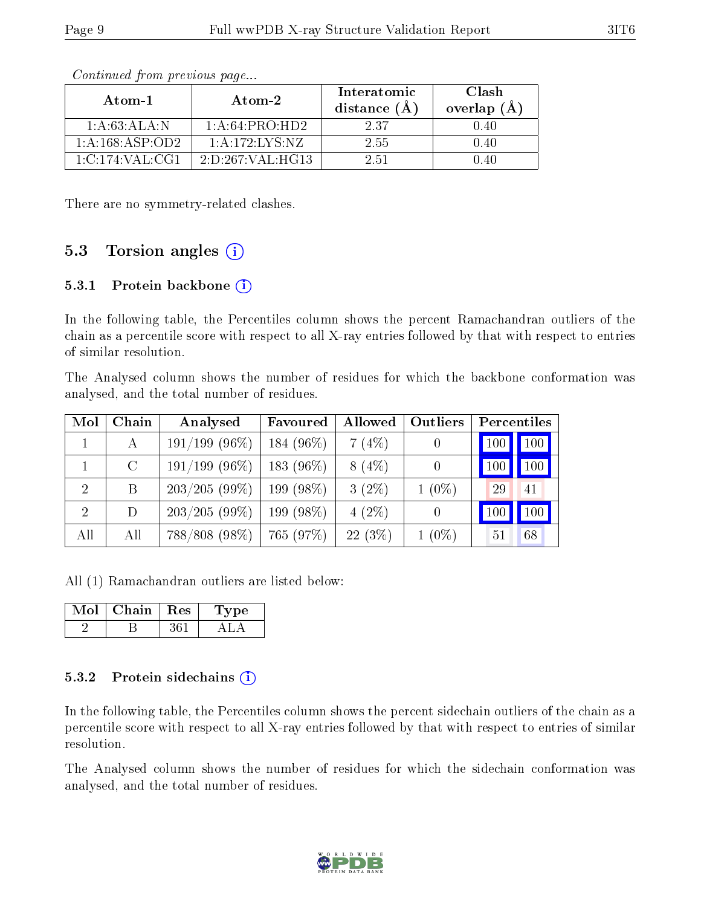*Continued from previous page...*

| Atom-1 | Atom-2 | Interatomic distance (Å) | Clash overlap (Å) |
|---|---|---|---|
| 1:A:63:ALA:N | 1:A:64:PRO:HD2 | 2.37 | 0.40 |
| 1:A:168:ASP:OD2 | 1:A:172:LYS:NZ | 2.55 | 0.40 |
| 1:C:174:VAL:CG1 | 2:D:267:VAL:HG13 | 2.51 | 0.40 |

There are no symmetry-related clashes.

## 5.3 Torsion angles

### 5.3.1 Protein backbone

In the following table, the Percentiles column shows the percent Ramachandran outliers of the chain as a percentile score with respect to all X-ray entries followed by that with respect to entries of similar resolution.

The Analysed column shows the number of residues for which the backbone conformation was analysed, and the total number of residues.

| Mol | Chain | Analysed | Favoured | Allowed | Outliers | Percentiles | |
|---|---|---|---|---|---|---|---|
| 1 | A | 191/199 (96%) | 184 (96%) | 7 (4%) | 0 | 100 | 100 |
| 1 | C | 191/199 (96%) | 183 (96%) | 8 (4%) | 0 | 100 | 100 |
| 2 | B | 203/205 (99%) | 199 (98%) | 3 (2%) | 1 (0%) | 29 | 41 |
| 2 | D | 203/205 (99%) | 199 (98%) | 4 (2%) | 0 | 100 | 100 |
| All | All | 788/808 (98%) | 765 (97%) | 22 (3%) | 1 (0%) | 51 | 68 |

All (1) Ramachandran outliers are listed below:

| Mol | Chain | Res | Type |
|---|---|---|---|
| 2 | B | 361 | ALA |

### 5.3.2 Protein sidechains

In the following table, the Percentiles column shows the percent sidechain outliers of the chain as a percentile score with respect to all X-ray entries followed by that with respect to entries of similar resolution.

The Analysed column shows the number of residues for which the sidechain conformation was analysed, and the total number of residues.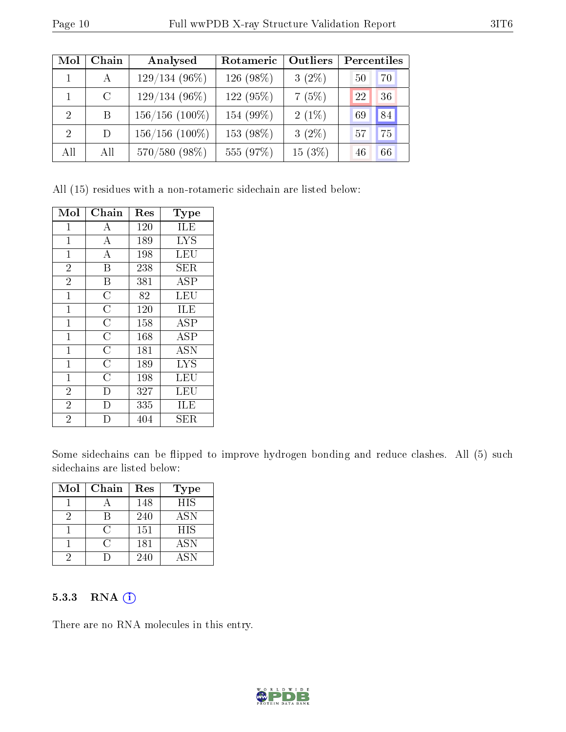| Mol | Chain | Analysed | Rotameric | Outliers | Percentiles | |
|---|---|---|---|---|---|---|
| 1 | A | 129/134 (96%) | 126 (98%) | 3 (2%) | 50 | 70 |
| 1 | C | 129/134 (96%) | 122 (95%) | 7 (5%) | 22 | 36 |
| 2 | B | 156/156 (100%) | 154 (99%) | 2 (1%) | 69 | 84 |
| 2 | D | 156/156 (100%) | 153 (98%) | 3 (2%) | 57 | 75 |
| All | All | 570/580 (98%) | 555 (97%) | 15 (3%) | 46 | 66 |

All (15) residues with a non-rotameric sidechain are listed below:

| Mol | Chain | Res | Type |
|---|---|---|---|
| 1 | A | 120 | ILE |
| 1 | A | 189 | LYS |
| 1 | A | 198 | LEU |
| 2 | B | 238 | SER |
| 2 | B | 381 | ASP |
| 1 | C | 82 | LEU |
| 1 | C | 120 | ILE |
| 1 | C | 158 | ASP |
| 1 | C | 168 | ASP |
| 1 | C | 181 | ASN |
| 1 | C | 189 | LYS |
| 1 | C | 198 | LEU |
| 2 | D | 327 | LEU |
| 2 | D | 335 | ILE |
| 2 | D | 404 | SER |

Some sidechains can be flipped to improve hydrogen bonding and reduce clashes. All (5) such sidechains are listed below:

| Mol | Chain | Res | Type |
|---|---|---|---|
| 1 | A | 148 | HIS |
| 2 | B | 240 | ASN |
| 1 | C | 151 | HIS |
| 1 | C | 181 | ASN |
| 2 | D | 240 | ASN |

### 5.3.3 RNA

There are no RNA molecules in this entry.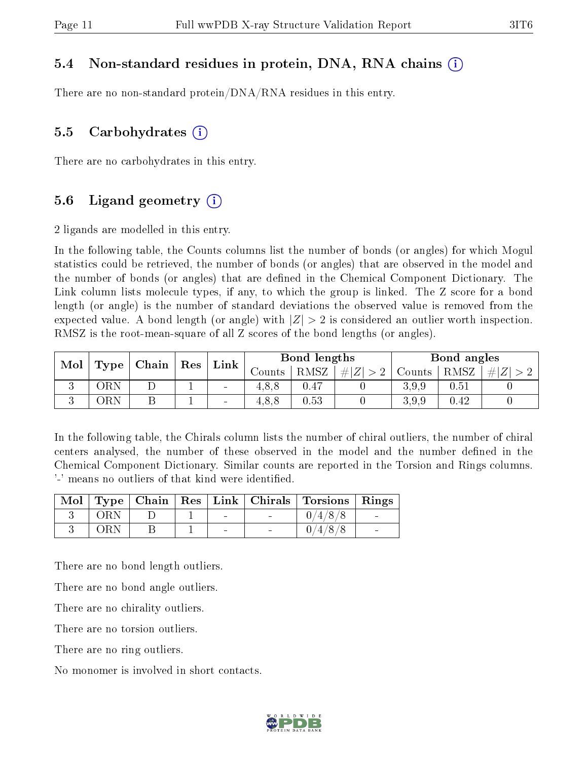### 5.4 Non-standard residues in protein, DNA, RNA chains

There are no non-standard protein/DNA/RNA residues in this entry.

### 5.5 Carbohydrates

There are no carbohydrates in this entry.

### 5.6 Ligand geometry

2 ligands are modelled in this entry.

In the following table, the Counts columns list the number of bonds (or angles) for which Mogul statistics could be retrieved, the number of bonds (or angles) that are observed in the model and the number of bonds (or angles) that are defined in the Chemical Component Dictionary. The Link column lists molecule types, if any, to which the group is linked. The Z score for a bond length (or angle) is the number of standard deviations the observed value is removed from the expected value. A bond length (or angle) with $|Z| > 2$ is considered an outlier worth inspection. RMSZ is the root-mean-square of all Z scores of the bond lengths (or angles).

| Mol | Type | Chain | Res | Link | Bond lengths | | | Bond angles | | |
|---|---|---|---|---|---|---|---|---|---|---|
| | | | | | Counts | RMSZ | $\#\|Z\| > 2$ | Counts | RMSZ | $\#\|Z\| > 2$ |
| 3 | ORN | D | 1 | - | 4,8,8 | 0.47 | 0 | 3,9,9 | 0.51 | 0 |
| 3 | ORN | B | 1 | - | 4,8,8 | 0.53 | 0 | 3,9,9 | 0.42 | 0 |

In the following table, the Chirals column lists the number of chiral outliers, the number of chiral centers analysed, the number of these observed in the model and the number defined in the Chemical Component Dictionary. Similar counts are reported in the Torsion and Rings columns. '-' means no outliers of that kind were identified.

| Mol | Type | Chain | Res | Link | Chirals | Torsions | Rings |
|---|---|---|---|---|---|---|---|
| 3 | ORN | D | 1 | - | - | 0/4/8/8 | - |
| 3 | ORN | B | 1 | - | - | 0/4/8/8 | - |

There are no bond length outliers.

There are no bond angle outliers.

There are no chirality outliers.

There are no torsion outliers.

There are no ring outliers.

No monomer is involved in short contacts.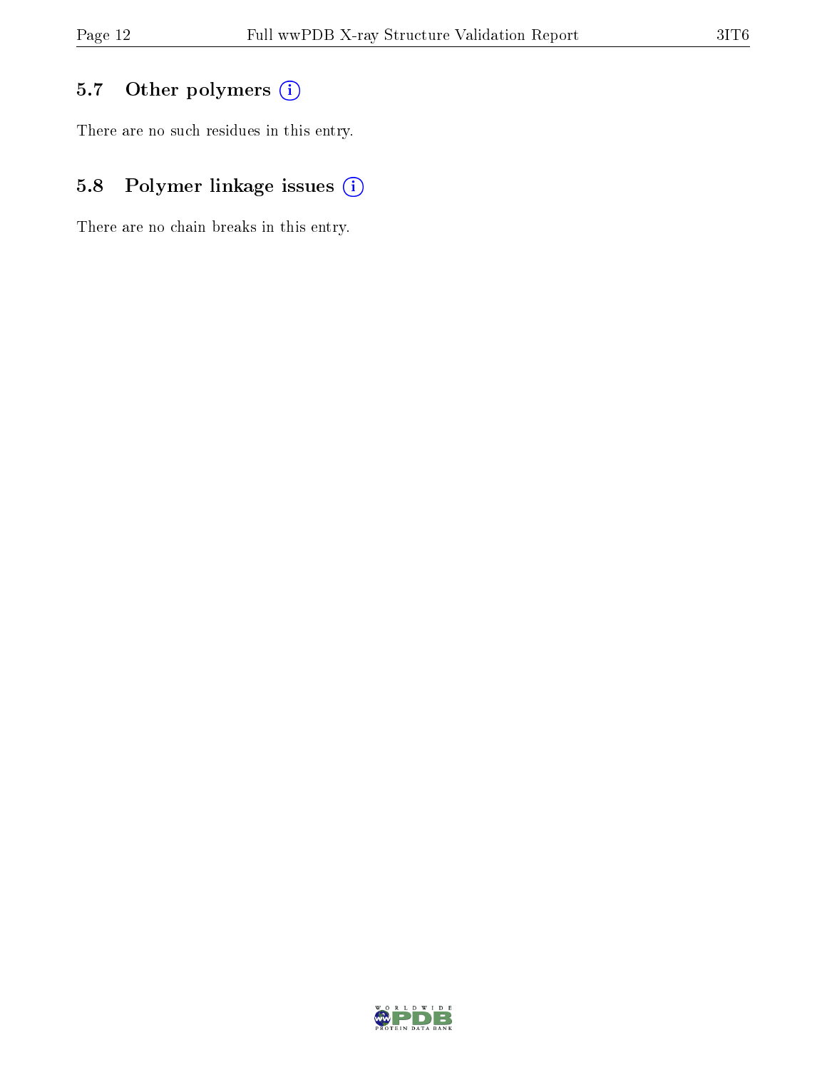## 5.7 Other polymers

There are no such residues in this entry.

## 5.8 Polymer linkage issues

There are no chain breaks in this entry.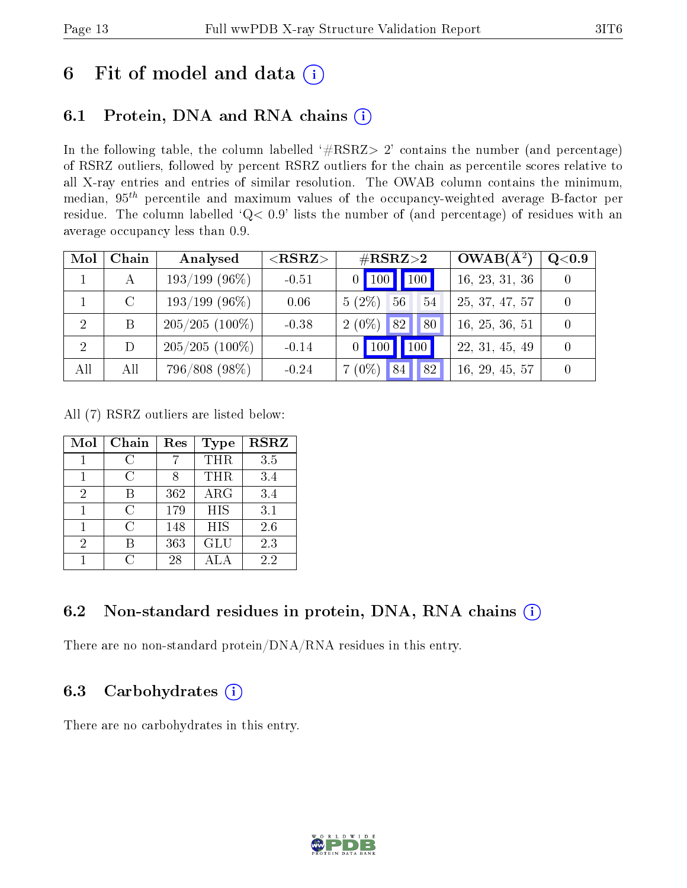# 6 Fit of model and data

## 6.1 Protein, DNA and RNA chains

In the following table, the column labelled '#RSRZ> 2' contains the number (and percentage) of RSRZ outliers, followed by percent RSRZ outliers for the chain as percentile scores relative to all X-ray entries and entries of similar resolution. The OWAB column contains the minimum, median, $95^{th}$ percentile and maximum values of the occupancy-weighted average B-factor per residue. The column labelled 'Q< 0.9' lists the number of (and percentage) of residues with an average occupancy less than 0.9.

| Mol | Chain | Analysed | <RSRZ> | #RSRZ>2 | | | OWAB(Å$^2$) | Q<0.9 |
|---|---|---|---|---|---|---|---|---|
| 1 | A | 193/199 (96%) | -0.51 | 0 | 100 | 100 | 16, 23, 31, 36 | 0 |
| 1 | C | 193/199 (96%) | 0.06 | 5 (2%) | 56 | 54 | 25, 37, 47, 57 | 0 |
| 2 | B | 205/205 (100%) | -0.38 | 2 (0%) | 82 | 80 | 16, 25, 36, 51 | 0 |
| 2 | D | 205/205 (100%) | -0.14 | 0 | 100 | 100 | 22, 31, 45, 49 | 0 |
| All | All | 796/808 (98%) | -0.24 | 7 (0%) | 84 | 82 | 16, 29, 45, 57 | 0 |

All (7) RSRZ outliers are listed below:

| Mol | Chain | Res | Type | RSRZ |
|---|---|---|---|---|
| 1 | C | 7 | THR | 3.5 |
| 1 | C | 8 | THR | 3.4 |
| 2 | B | 362 | ARG | 3.4 |
| 1 | C | 179 | HIS | 3.1 |
| 1 | C | 148 | HIS | 2.6 |
| 2 | B | 363 | GLU | 2.3 |
| 1 | C | 28 | ALA | 2.2 |

## 6.2 Non-standard residues in protein, DNA, RNA chains

There are no non-standard protein/DNA/RNA residues in this entry.

## 6.3 Carbohydrates

There are no carbohydrates in this entry.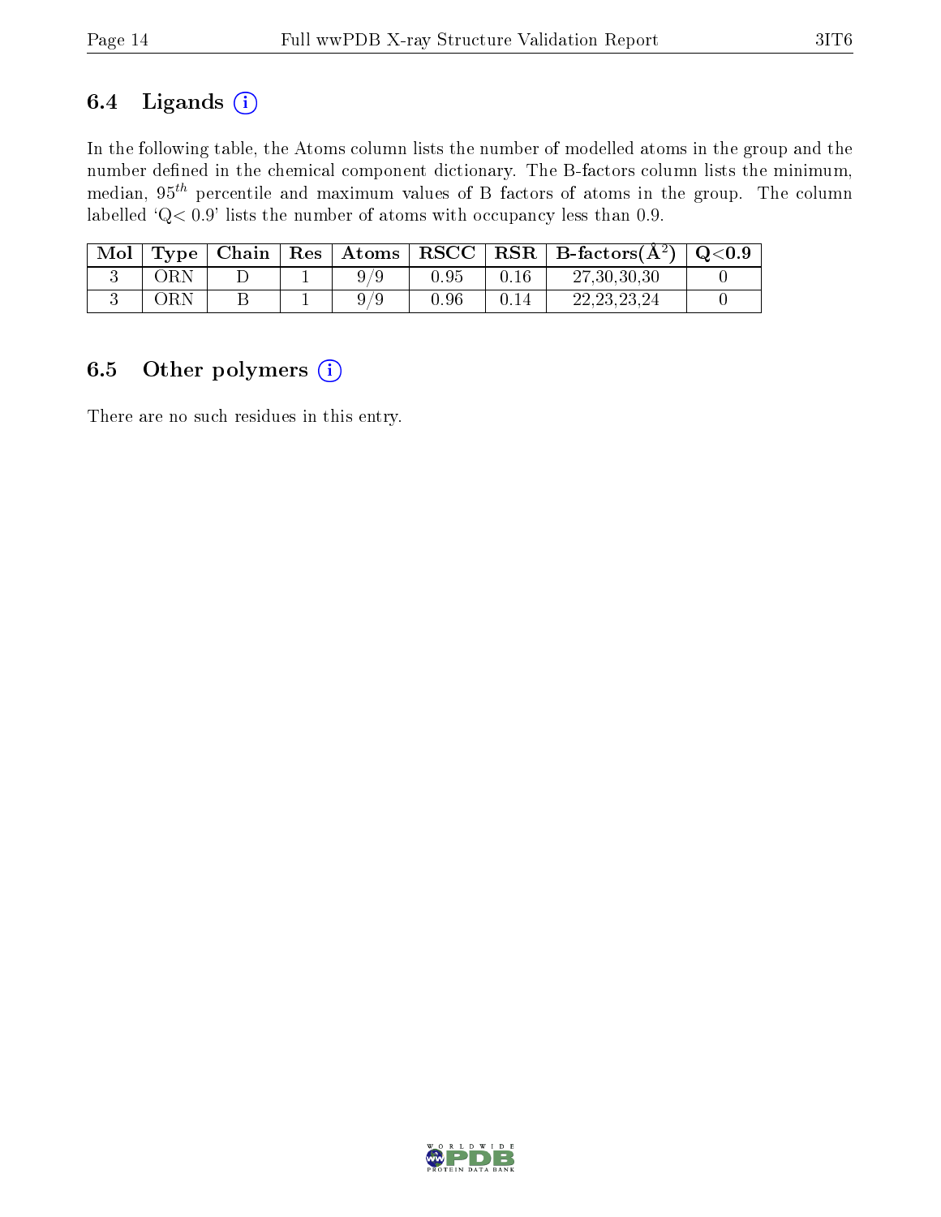## 6.4 Ligands

In the following table, the Atoms column lists the number of modelled atoms in the group and the number defined in the chemical component dictionary. The B-factors column lists the minimum, median, $95^{th}$ percentile and maximum values of B factors of atoms in the group. The column labelled 'Q< 0.9' lists the number of atoms with occupancy less than 0.9.

| Mol | Type | Chain | Res | Atoms | RSCC | RSR | B-factors($Å^2$) | Q<0.9 |
|---|---|---|---|---|---|---|---|---|
| 3 | ORN | D | 1 | 9/9 | 0.95 | 0.16 | 27,30,30,30 | 0 |
| 3 | ORN | B | 1 | 9/9 | 0.96 | 0.14 | 22,23,23,24 | 0 |

## 6.5 Other polymers

There are no such residues in this entry.